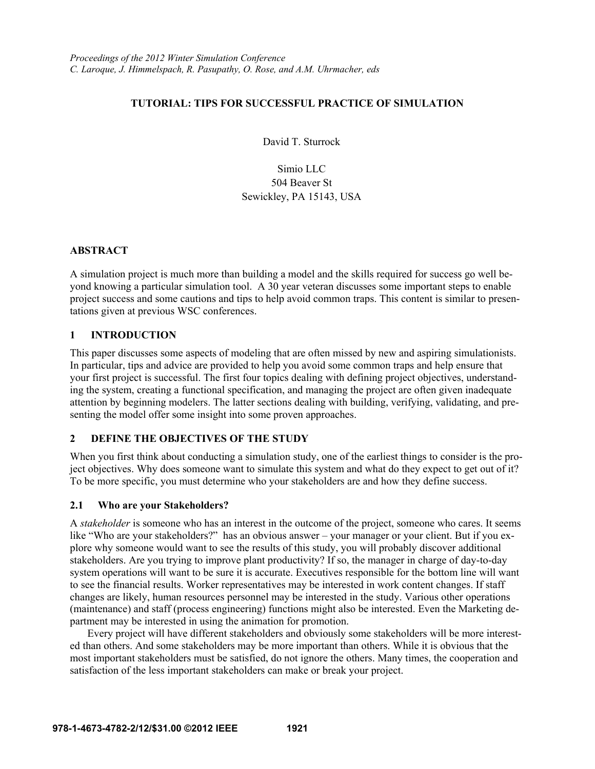*Proceedings of the 2012 Winter Simulation Conference*
*C. Laroque, J. Himmelspach, R. Pasupathy, O. Rose, and A.M. Uhrmacher, eds*

# TUTORIAL: TIPS FOR SUCCESSFUL PRACTICE OF SIMULATION

David T. Sturrock

Simio LLC
504 Beaver St
Sewickley, PA 15143, USA

## ABSTRACT

A simulation project is much more than building a model and the skills required for success go well beyond knowing a particular simulation tool. A 30 year veteran discusses some important steps to enable project success and some cautions and tips to help avoid common traps. This content is similar to presentations given at previous WSC conferences.

## 1 INTRODUCTION

This paper discusses some aspects of modeling that are often missed by new and aspiring simulationists. In particular, tips and advice are provided to help you avoid some common traps and help ensure that your first project is successful. The first four topics dealing with defining project objectives, understanding the system, creating a functional specification, and managing the project are often given inadequate attention by beginning modelers. The latter sections dealing with building, verifying, validating, and presenting the model offer some insight into some proven approaches.

## 2 DEFINE THE OBJECTIVES OF THE STUDY

When you first think about conducting a simulation study, one of the earliest things to consider is the project objectives. Why does someone want to simulate this system and what do they expect to get out of it? To be more specific, you must determine who your stakeholders are and how they define success.

### 2.1 Who are your Stakeholders?

A *stakeholder* is someone who has an interest in the outcome of the project, someone who cares. It seems like "Who are your stakeholders?" has an obvious answer – your manager or your client. But if you explore why someone would want to see the results of this study, you will probably discover additional stakeholders. Are you trying to improve plant productivity? If so, the manager in charge of day-to-day system operations will want to be sure it is accurate. Executives responsible for the bottom line will want to see the financial results. Worker representatives may be interested in work content changes. If staff changes are likely, human resources personnel may be interested in the study. Various other operations (maintenance) and staff (process engineering) functions might also be interested. Even the Marketing department may be interested in using the animation for promotion.

Every project will have different stakeholders and obviously some stakeholders will be more interested than others. And some stakeholders may be more important than others. While it is obvious that the most important stakeholders must be satisfied, do not ignore the others. Many times, the cooperation and satisfaction of the less important stakeholders can make or break your project.

978-1-4673-4782-2/12/$31.00 ©2012 IEEE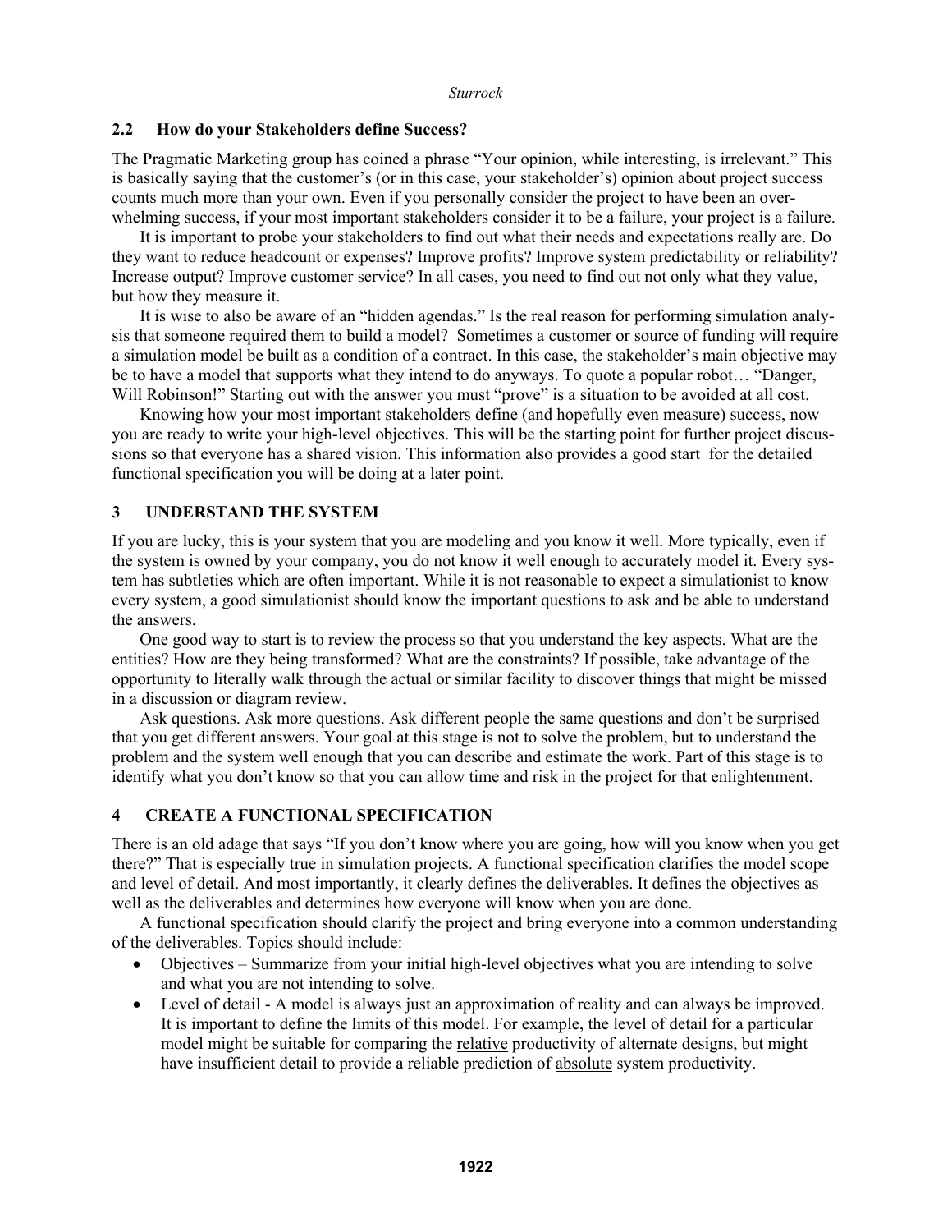### 2.2 How do your Stakeholders define Success?

The Pragmatic Marketing group has coined a phrase "Your opinion, while interesting, is irrelevant." This is basically saying that the customer's (or in this case, your stakeholder's) opinion about project success counts much more than your own. Even if you personally consider the project to have been an overwhelming success, if your most important stakeholders consider it to be a failure, your project is a failure.

It is important to probe your stakeholders to find out what their needs and expectations really are. Do they want to reduce headcount or expenses? Improve profits? Improve system predictability or reliability? Increase output? Improve customer service? In all cases, you need to find out not only what they value, but how they measure it.

It is wise to also be aware of an "hidden agendas." Is the real reason for performing simulation analysis that someone required them to build a model? Sometimes a customer or source of funding will require a simulation model be built as a condition of a contract. In this case, the stakeholder's main objective may be to have a model that supports what they intend to do anyways. To quote a popular robot… "Danger, Will Robinson!" Starting out with the answer you must "prove" is a situation to be avoided at all cost.

Knowing how your most important stakeholders define (and hopefully even measure) success, now you are ready to write your high-level objectives. This will be the starting point for further project discussions so that everyone has a shared vision. This information also provides a good start for the detailed functional specification you will be doing at a later point.

## 3 UNDERSTAND THE SYSTEM

If you are lucky, this is your system that you are modeling and you know it well. More typically, even if the system is owned by your company, you do not know it well enough to accurately model it. Every system has subtleties which are often important. While it is not reasonable to expect a simulationist to know every system, a good simulationist should know the important questions to ask and be able to understand the answers.

One good way to start is to review the process so that you understand the key aspects. What are the entities? How are they being transformed? What are the constraints? If possible, take advantage of the opportunity to literally walk through the actual or similar facility to discover things that might be missed in a discussion or diagram review.

Ask questions. Ask more questions. Ask different people the same questions and don't be surprised that you get different answers. Your goal at this stage is not to solve the problem, but to understand the problem and the system well enough that you can describe and estimate the work. Part of this stage is to identify what you don't know so that you can allow time and risk in the project for that enlightenment.

## 4 CREATE A FUNCTIONAL SPECIFICATION

There is an old adage that says "If you don't know where you are going, how will you know when you get there?" That is especially true in simulation projects. A functional specification clarifies the model scope and level of detail. And most importantly, it clearly defines the deliverables. It defines the objectives as well as the deliverables and determines how everyone will know when you are done.

A functional specification should clarify the project and bring everyone into a common understanding of the deliverables. Topics should include:

- Objectives – Summarize from your initial high-level objectives what you are intending to solve and what you are <u>not</u> intending to solve.
- Level of detail - A model is always just an approximation of reality and can always be improved. It is important to define the limits of this model. For example, the level of detail for a particular model might be suitable for comparing the <u>relative</u> productivity of alternate designs, but might have insufficient detail to provide a reliable prediction of <u>absolute</u> system productivity.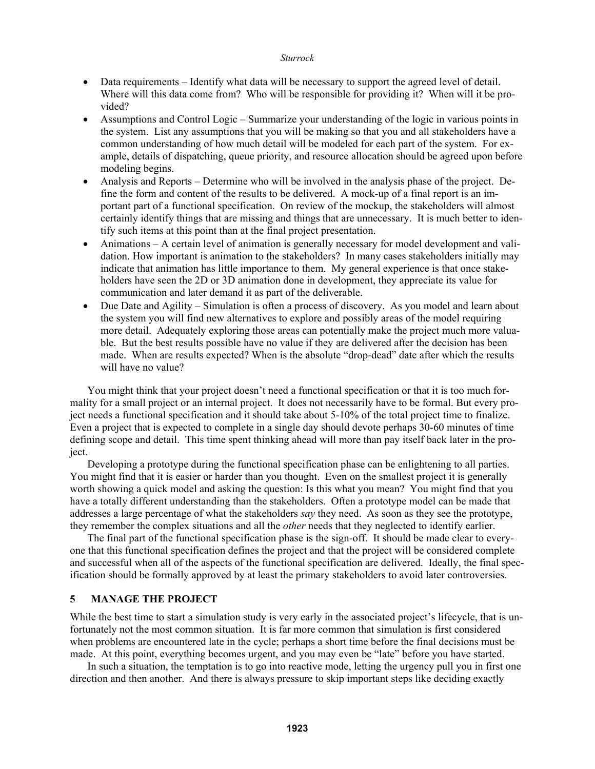- Data requirements – Identify what data will be necessary to support the agreed level of detail. Where will this data come from? Who will be responsible for providing it? When will it be provided?
- Assumptions and Control Logic – Summarize your understanding of the logic in various points in the system. List any assumptions that you will be making so that you and all stakeholders have a common understanding of how much detail will be modeled for each part of the system. For example, details of dispatching, queue priority, and resource allocation should be agreed upon before modeling begins.
- Analysis and Reports – Determine who will be involved in the analysis phase of the project. Define the form and content of the results to be delivered. A mock-up of a final report is an important part of a functional specification. On review of the mockup, the stakeholders will almost certainly identify things that are missing and things that are unnecessary. It is much better to identify such items at this point than at the final project presentation.
- Animations – A certain level of animation is generally necessary for model development and validation. How important is animation to the stakeholders? In many cases stakeholders initially may indicate that animation has little importance to them. My general experience is that once stakeholders have seen the 2D or 3D animation done in development, they appreciate its value for communication and later demand it as part of the deliverable.
- Due Date and Agility – Simulation is often a process of discovery. As you model and learn about the system you will find new alternatives to explore and possibly areas of the model requiring more detail. Adequately exploring those areas can potentially make the project much more valuable. But the best results possible have no value if they are delivered after the decision has been made. When are results expected? When is the absolute "drop-dead" date after which the results will have no value?

You might think that your project doesn't need a functional specification or that it is too much formality for a small project or an internal project. It does not necessarily have to be formal. But every project needs a functional specification and it should take about 5-10% of the total project time to finalize. Even a project that is expected to complete in a single day should devote perhaps 30-60 minutes of time defining scope and detail. This time spent thinking ahead will more than pay itself back later in the project.

Developing a prototype during the functional specification phase can be enlightening to all parties. You might find that it is easier or harder than you thought. Even on the smallest project it is generally worth showing a quick model and asking the question: Is this what you mean? You might find that you have a totally different understanding than the stakeholders. Often a prototype model can be made that addresses a large percentage of what the stakeholders *say* they need. As soon as they see the prototype, they remember the complex situations and all the *other* needs that they neglected to identify earlier.

The final part of the functional specification phase is the sign-off. It should be made clear to everyone that this functional specification defines the project and that the project will be considered complete and successful when all of the aspects of the functional specification are delivered. Ideally, the final specification should be formally approved by at least the primary stakeholders to avoid later controversies.

## 5 MANAGE THE PROJECT

While the best time to start a simulation study is very early in the associated project's lifecycle, that is unfortunately not the most common situation. It is far more common that simulation is first considered when problems are encountered late in the cycle; perhaps a short time before the final decisions must be made. At this point, everything becomes urgent, and you may even be "late" before you have started.

In such a situation, the temptation is to go into reactive mode, letting the urgency pull you in first one direction and then another. And there is always pressure to skip important steps like deciding exactly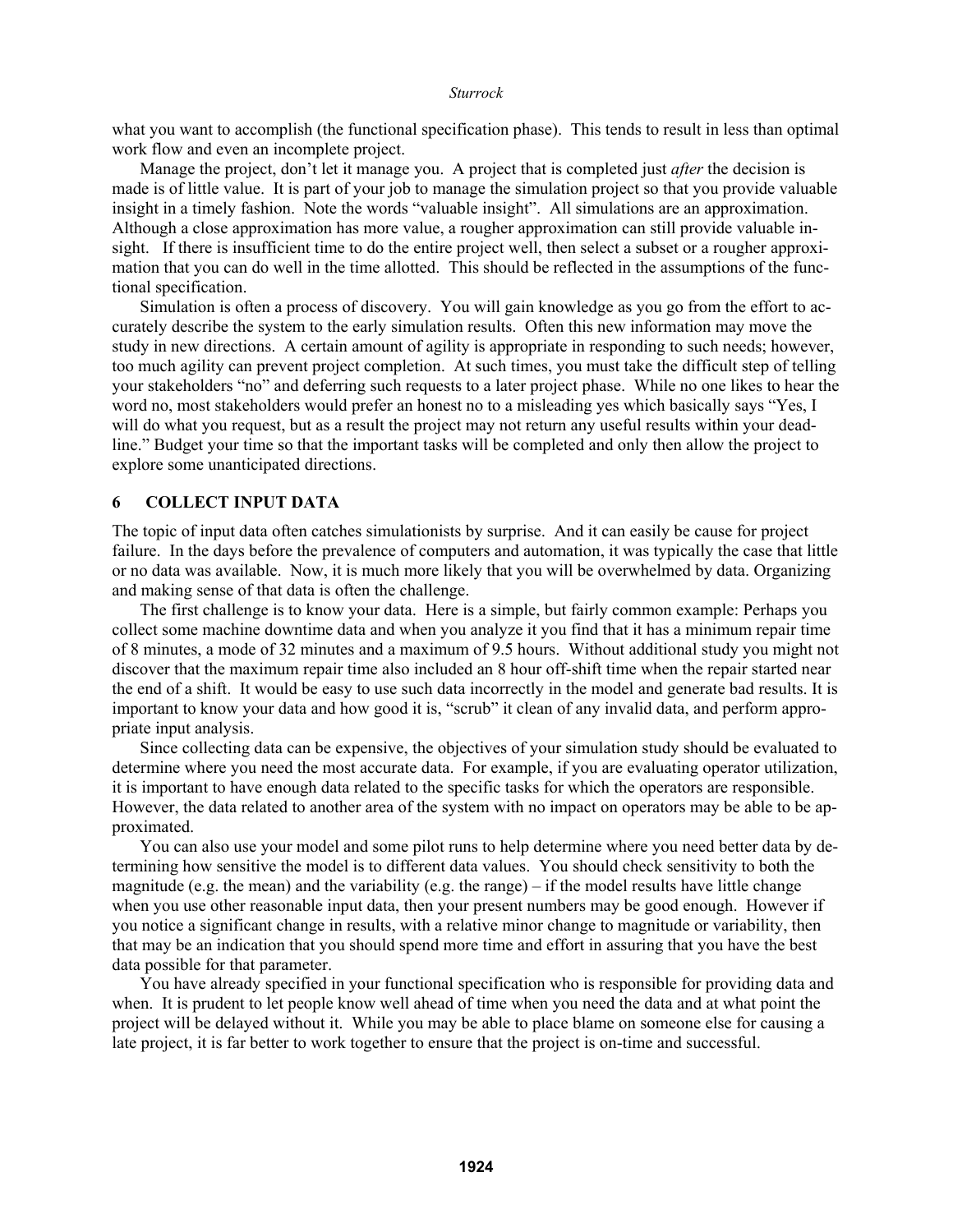what you want to accomplish (the functional specification phase). This tends to result in less than optimal work flow and even an incomplete project.

Manage the project, don't let it manage you. A project that is completed just *after* the decision is made is of little value. It is part of your job to manage the simulation project so that you provide valuable insight in a timely fashion. Note the words "valuable insight". All simulations are an approximation. Although a close approximation has more value, a rougher approximation can still provide valuable insight. If there is insufficient time to do the entire project well, then select a subset or a rougher approximation that you can do well in the time allotted. This should be reflected in the assumptions of the functional specification.

Simulation is often a process of discovery. You will gain knowledge as you go from the effort to accurately describe the system to the early simulation results. Often this new information may move the study in new directions. A certain amount of agility is appropriate in responding to such needs; however, too much agility can prevent project completion. At such times, you must take the difficult step of telling your stakeholders "no" and deferring such requests to a later project phase. While no one likes to hear the word no, most stakeholders would prefer an honest no to a misleading yes which basically says "Yes, I will do what you request, but as a result the project may not return any useful results within your deadline." Budget your time so that the important tasks will be completed and only then allow the project to explore some unanticipated directions.

## 6 COLLECT INPUT DATA

The topic of input data often catches simulationists by surprise. And it can easily be cause for project failure. In the days before the prevalence of computers and automation, it was typically the case that little or no data was available. Now, it is much more likely that you will be overwhelmed by data. Organizing and making sense of that data is often the challenge.

The first challenge is to know your data. Here is a simple, but fairly common example: Perhaps you collect some machine downtime data and when you analyze it you find that it has a minimum repair time of 8 minutes, a mode of 32 minutes and a maximum of 9.5 hours. Without additional study you might not discover that the maximum repair time also included an 8 hour off-shift time when the repair started near the end of a shift. It would be easy to use such data incorrectly in the model and generate bad results. It is important to know your data and how good it is, "scrub" it clean of any invalid data, and perform appropriate input analysis.

Since collecting data can be expensive, the objectives of your simulation study should be evaluated to determine where you need the most accurate data. For example, if you are evaluating operator utilization, it is important to have enough data related to the specific tasks for which the operators are responsible. However, the data related to another area of the system with no impact on operators may be able to be approximated.

You can also use your model and some pilot runs to help determine where you need better data by determining how sensitive the model is to different data values. You should check sensitivity to both the magnitude (e.g. the mean) and the variability (e.g. the range) – if the model results have little change when you use other reasonable input data, then your present numbers may be good enough. However if you notice a significant change in results, with a relative minor change to magnitude or variability, then that may be an indication that you should spend more time and effort in assuring that you have the best data possible for that parameter.

You have already specified in your functional specification who is responsible for providing data and when. It is prudent to let people know well ahead of time when you need the data and at what point the project will be delayed without it. While you may be able to place blame on someone else for causing a late project, it is far better to work together to ensure that the project is on-time and successful.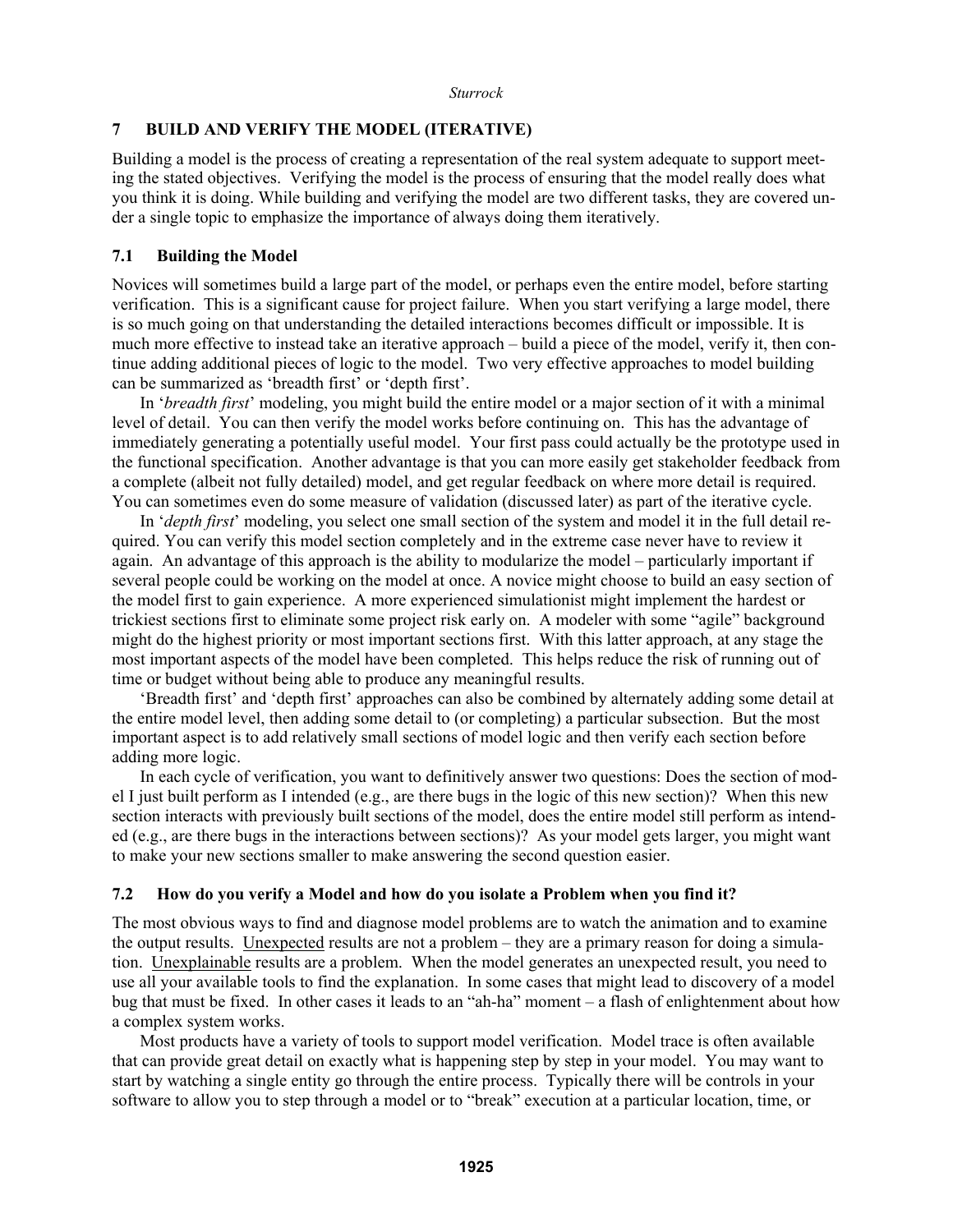## 7 BUILD AND VERIFY THE MODEL (ITERATIVE)

Building a model is the process of creating a representation of the real system adequate to support meeting the stated objectives. Verifying the model is the process of ensuring that the model really does what you think it is doing. While building and verifying the model are two different tasks, they are covered under a single topic to emphasize the importance of always doing them iteratively.

### 7.1 Building the Model

Novices will sometimes build a large part of the model, or perhaps even the entire model, before starting verification. This is a significant cause for project failure. When you start verifying a large model, there is so much going on that understanding the detailed interactions becomes difficult or impossible. It is much more effective to instead take an iterative approach – build a piece of the model, verify it, then continue adding additional pieces of logic to the model. Two very effective approaches to model building can be summarized as 'breadth first' or 'depth first'.

In '*breadth first*' modeling, you might build the entire model or a major section of it with a minimal level of detail. You can then verify the model works before continuing on. This has the advantage of immediately generating a potentially useful model. Your first pass could actually be the prototype used in the functional specification. Another advantage is that you can more easily get stakeholder feedback from a complete (albeit not fully detailed) model, and get regular feedback on where more detail is required. You can sometimes even do some measure of validation (discussed later) as part of the iterative cycle.

In '*depth first*' modeling, you select one small section of the system and model it in the full detail required. You can verify this model section completely and in the extreme case never have to review it again. An advantage of this approach is the ability to modularize the model – particularly important if several people could be working on the model at once. A novice might choose to build an easy section of the model first to gain experience. A more experienced simulationist might implement the hardest or trickiest sections first to eliminate some project risk early on. A modeler with some "agile" background might do the highest priority or most important sections first. With this latter approach, at any stage the most important aspects of the model have been completed. This helps reduce the risk of running out of time or budget without being able to produce any meaningful results.

'Breadth first' and 'depth first' approaches can also be combined by alternately adding some detail at the entire model level, then adding some detail to (or completing) a particular subsection. But the most important aspect is to add relatively small sections of model logic and then verify each section before adding more logic.

In each cycle of verification, you want to definitively answer two questions: Does the section of model I just built perform as I intended (e.g., are there bugs in the logic of this new section)? When this new section interacts with previously built sections of the model, does the entire model still perform as intended (e.g., are there bugs in the interactions between sections)? As your model gets larger, you might want to make your new sections smaller to make answering the second question easier.

### 7.2 How do you verify a Model and how do you isolate a Problem when you find it?

The most obvious ways to find and diagnose model problems are to watch the animation and to examine the output results. Unexpected results are not a problem – they are a primary reason for doing a simulation. Unexplainable results are a problem. When the model generates an unexpected result, you need to use all your available tools to find the explanation. In some cases that might lead to discovery of a model bug that must be fixed. In other cases it leads to an "ah-ha" moment – a flash of enlightenment about how a complex system works.

Most products have a variety of tools to support model verification. Model trace is often available that can provide great detail on exactly what is happening step by step in your model. You may want to start by watching a single entity go through the entire process. Typically there will be controls in your software to allow you to step through a model or to "break" execution at a particular location, time, or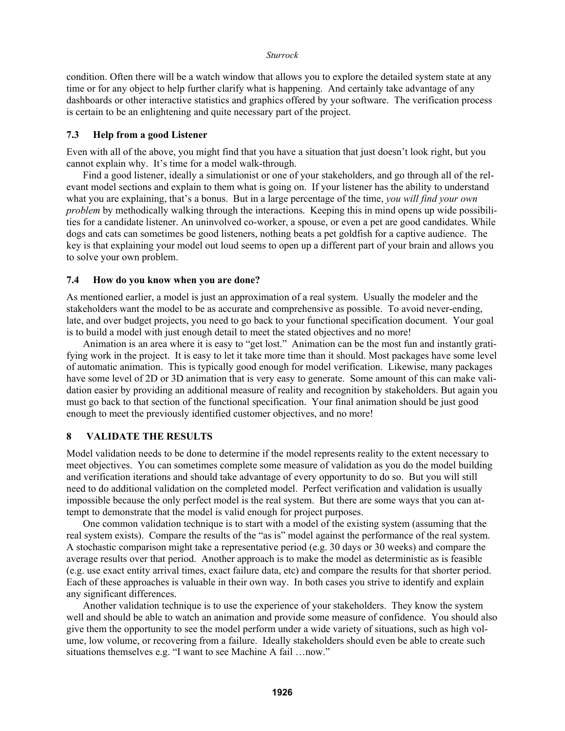condition. Often there will be a watch window that allows you to explore the detailed system state at any time or for any object to help further clarify what is happening. And certainly take advantage of any dashboards or other interactive statistics and graphics offered by your software. The verification process is certain to be an enlightening and quite necessary part of the project.

### 7.3 Help from a good Listener

Even with all of the above, you might find that you have a situation that just doesn't look right, but you cannot explain why. It's time for a model walk-through.

Find a good listener, ideally a simulationist or one of your stakeholders, and go through all of the relevant model sections and explain to them what is going on. If your listener has the ability to understand what you are explaining, that's a bonus. But in a large percentage of the time, *you will find your own problem* by methodically walking through the interactions. Keeping this in mind opens up wide possibilities for a candidate listener. An uninvolved co-worker, a spouse, or even a pet are good candidates. While dogs and cats can sometimes be good listeners, nothing beats a pet goldfish for a captive audience. The key is that explaining your model out loud seems to open up a different part of your brain and allows you to solve your own problem.

### 7.4 How do you know when you are done?

As mentioned earlier, a model is just an approximation of a real system. Usually the modeler and the stakeholders want the model to be as accurate and comprehensive as possible. To avoid never-ending, late, and over budget projects, you need to go back to your functional specification document. Your goal is to build a model with just enough detail to meet the stated objectives and no more!

Animation is an area where it is easy to "get lost." Animation can be the most fun and instantly gratifying work in the project. It is easy to let it take more time than it should. Most packages have some level of automatic animation. This is typically good enough for model verification. Likewise, many packages have some level of 2D or 3D animation that is very easy to generate. Some amount of this can make validation easier by providing an additional measure of reality and recognition by stakeholders. But again you must go back to that section of the functional specification. Your final animation should be just good enough to meet the previously identified customer objectives, and no more!

## 8 VALIDATE THE RESULTS

Model validation needs to be done to determine if the model represents reality to the extent necessary to meet objectives. You can sometimes complete some measure of validation as you do the model building and verification iterations and should take advantage of every opportunity to do so. But you will still need to do additional validation on the completed model. Perfect verification and validation is usually impossible because the only perfect model is the real system. But there are some ways that you can attempt to demonstrate that the model is valid enough for project purposes.

One common validation technique is to start with a model of the existing system (assuming that the real system exists). Compare the results of the "as is" model against the performance of the real system. A stochastic comparison might take a representative period (e.g. 30 days or 30 weeks) and compare the average results over that period. Another approach is to make the model as deterministic as is feasible (e.g. use exact entity arrival times, exact failure data, etc) and compare the results for that shorter period. Each of these approaches is valuable in their own way. In both cases you strive to identify and explain any significant differences.

Another validation technique is to use the experience of your stakeholders. They know the system well and should be able to watch an animation and provide some measure of confidence. You should also give them the opportunity to see the model perform under a wide variety of situations, such as high volume, low volume, or recovering from a failure. Ideally stakeholders should even be able to create such situations themselves e.g. "I want to see Machine A fail …now."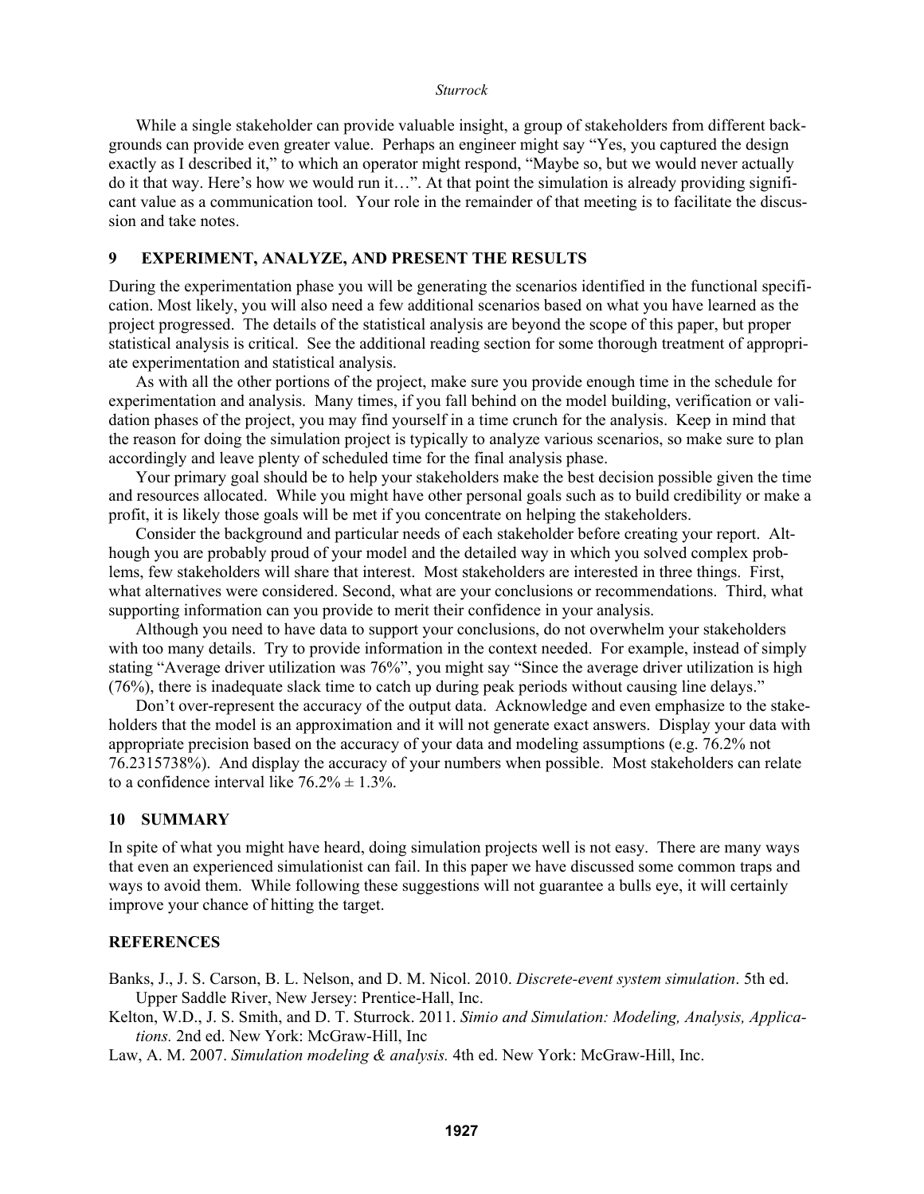While a single stakeholder can provide valuable insight, a group of stakeholders from different backgrounds can provide even greater value. Perhaps an engineer might say "Yes, you captured the design exactly as I described it," to which an operator might respond, "Maybe so, but we would never actually do it that way. Here's how we would run it…". At that point the simulation is already providing significant value as a communication tool. Your role in the remainder of that meeting is to facilitate the discussion and take notes.

## 9 EXPERIMENT, ANALYZE, AND PRESENT THE RESULTS

During the experimentation phase you will be generating the scenarios identified in the functional specification. Most likely, you will also need a few additional scenarios based on what you have learned as the project progressed. The details of the statistical analysis are beyond the scope of this paper, but proper statistical analysis is critical. See the additional reading section for some thorough treatment of appropriate experimentation and statistical analysis.

As with all the other portions of the project, make sure you provide enough time in the schedule for experimentation and analysis. Many times, if you fall behind on the model building, verification or validation phases of the project, you may find yourself in a time crunch for the analysis. Keep in mind that the reason for doing the simulation project is typically to analyze various scenarios, so make sure to plan accordingly and leave plenty of scheduled time for the final analysis phase.

Your primary goal should be to help your stakeholders make the best decision possible given the time and resources allocated. While you might have other personal goals such as to build credibility or make a profit, it is likely those goals will be met if you concentrate on helping the stakeholders.

Consider the background and particular needs of each stakeholder before creating your report. Although you are probably proud of your model and the detailed way in which you solved complex problems, few stakeholders will share that interest. Most stakeholders are interested in three things. First, what alternatives were considered. Second, what are your conclusions or recommendations. Third, what supporting information can you provide to merit their confidence in your analysis.

Although you need to have data to support your conclusions, do not overwhelm your stakeholders with too many details. Try to provide information in the context needed. For example, instead of simply stating "Average driver utilization was 76%", you might say "Since the average driver utilization is high (76%), there is inadequate slack time to catch up during peak periods without causing line delays."

Don't over-represent the accuracy of the output data. Acknowledge and even emphasize to the stakeholders that the model is an approximation and it will not generate exact answers. Display your data with appropriate precision based on the accuracy of your data and modeling assumptions (e.g. 76.2% not 76.2315738%). And display the accuracy of your numbers when possible. Most stakeholders can relate to a confidence interval like 76.2% ± 1.3%.

## 10 SUMMARY

In spite of what you might have heard, doing simulation projects well is not easy. There are many ways that even an experienced simulationist can fail. In this paper we have discussed some common traps and ways to avoid them. While following these suggestions will not guarantee a bulls eye, it will certainly improve your chance of hitting the target.

## REFERENCES

Banks, J., J. S. Carson, B. L. Nelson, and D. M. Nicol. 2010. *Discrete-event system simulation*. 5th ed. Upper Saddle River, New Jersey: Prentice-Hall, Inc.

Kelton, W.D., J. S. Smith, and D. T. Sturrock. 2011. *Simio and Simulation: Modeling, Analysis, Applications.* 2nd ed. New York: McGraw-Hill, Inc

Law, A. M. 2007. *Simulation modeling & analysis.* 4th ed. New York: McGraw-Hill, Inc.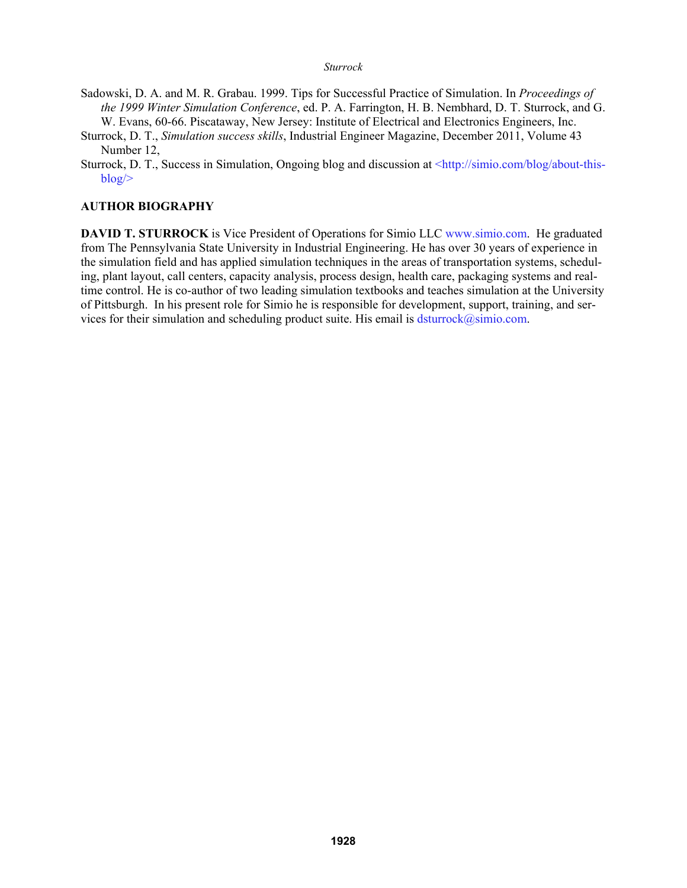Sadowski, D. A. and M. R. Grabau. 1999. Tips for Successful Practice of Simulation. In *Proceedings of the 1999 Winter Simulation Conference*, ed. P. A. Farrington, H. B. Nembhard, D. T. Sturrock, and G. W. Evans, 60-66. Piscataway, New Jersey: Institute of Electrical and Electronics Engineers, Inc.

Sturrock, D. T., *Simulation success skills*, Industrial Engineer Magazine, December 2011, Volume 43 Number 12,

Sturrock, D. T., Success in Simulation, Ongoing blog and discussion at <http://simio.com/blog/about-this-blog/>

## AUTHOR BIOGRAPHY

**DAVID T. STURROCK** is Vice President of Operations for Simio LLC www.simio.com. He graduated from The Pennsylvania State University in Industrial Engineering. He has over 30 years of experience in the simulation field and has applied simulation techniques in the areas of transportation systems, scheduling, plant layout, call centers, capacity analysis, process design, health care, packaging systems and real-time control. He is co-author of two leading simulation textbooks and teaches simulation at the University of Pittsburgh. In his present role for Simio he is responsible for development, support, training, and services for their simulation and scheduling product suite. His email is dsturrock@simio.com.